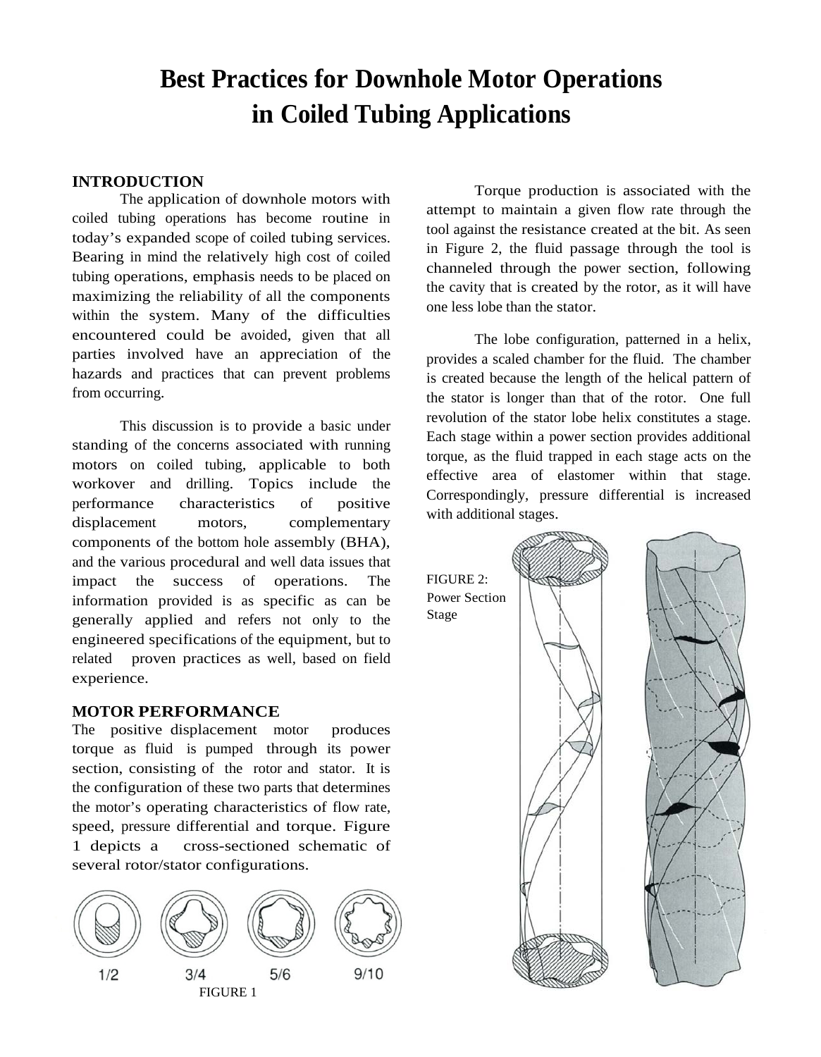# Best Practices for Downhole Motor Operations in Coiled Tubing Applications

## INTRODUCTION

The application of downhole motors with coiled tubing operations has become routine in today's expanded scope of coiled tubing services. Bearing in mind the relatively high cost of coiled tubing operations, emphasis needs to be placed on maximizing the reliability of all the components within the system. Many of the difficulties encountered could be avoided, given that all parties involved have an appreciation of the hazards and practices that can prevent problems from occurring.

This discussion is to provide a basic under standing of the concerns associated with running motors on coiled tubing, applicable to both workover and drilling. Topics include the performance characteristics of positive displacement motors, complementary components of the bottom hole assembly (BHA), and the various procedural and well data issues that impact the success of operations. The information provided is as specific as can be generally applied and refers not only to the engineered specifications of the equipment, but to related proven practices as well, based on field experience.

## MOTOR PERFORMANCE

The positive displacement motor produces torque as fluid is pumped through its power section, consisting of the rotor and stator. It is the configuration of these two parts that determines the motor's operating characteristics of flow rate, speed, pressure differential and torque. Figure 1 depicts a cross-sectioned schematic of several rotor/stator configurations.

1/2 3/4 5/6 9/10

FIGURE 1

Torque production is associated with the attempt to maintain a given flow rate through the tool against the resistance created at the bit. As seen in Figure 2, the fluid passage through the tool is channeled through the power section, following the cavity that is created by the rotor, as it will have one less lobe than the stator.

The lobe configuration, patterned in a helix, provides a scaled chamber for the fluid. The chamber is created because the length of the helical pattern of the stator is longer than that of the rotor. One full revolution of the stator lobe helix constitutes a stage. Each stage within a power section provides additional torque, as the fluid trapped in each stage acts on the effective area of elastomer within that stage. Correspondingly, pressure differential is increased with additional stages.

FIGURE 2: Power Section Stage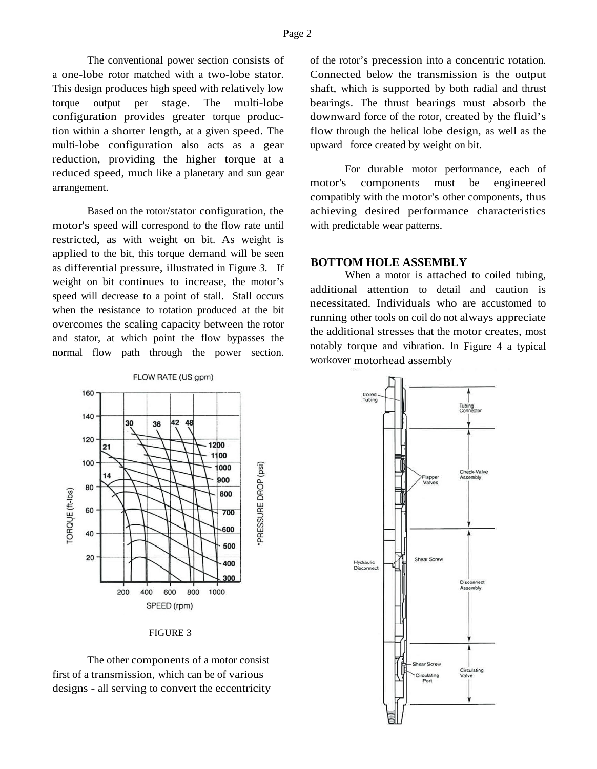The conventional power section consists of a one-lobe rotor matched with a two-lobe stator. This design produces high speed with relatively low torque output per stage. The multi-lobe configuration provides greater torque production within a shorter length, at a given speed. The multi-lobe configuration also acts as a gear reduction, providing the higher torque at a reduced speed, much like a planetary and sun gear arrangement.

Based on the rotor/stator configuration, the motor's speed will correspond to the flow rate until restricted, as with weight on bit. As weight is applied to the bit, this torque demand will be seen as differential pressure, illustrated in Figure *3.* If weight on bit continues to increase, the motor's speed will decrease to a point of stall. Stall occurs when the resistance to rotation produced at the bit overcomes the scaling capacity between the rotor and stator, at which point the flow bypasses the normal flow path through the power section.

FIGURE 3

The other components of a motor consist first of a transmission, which can be of various designs - all serving to convert the eccentricity of the rotor's precession into a concentric rotation. Connected below the transmission is the output shaft, which is supported by both radial and thrust bearings. The thrust bearings must absorb the downward force of the rotor, created by the fluid's flow through the helical lobe design, as well as the upward force created by weight on bit.

For durable motor performance, each of motor's components must be engineered compatibly with the motor's other components, thus achieving desired performance characteristics with predictable wear patterns.

## BOTTOM HOLE ASSEMBLY

When a motor is attached to coiled tubing, additional attention to detail and caution is necessitated. Individuals who are accustomed to running other tools on coil do not always appreciate the additional stresses that the motor creates, most notably torque and vibration. In Figure 4 a typical workover motorhead assembly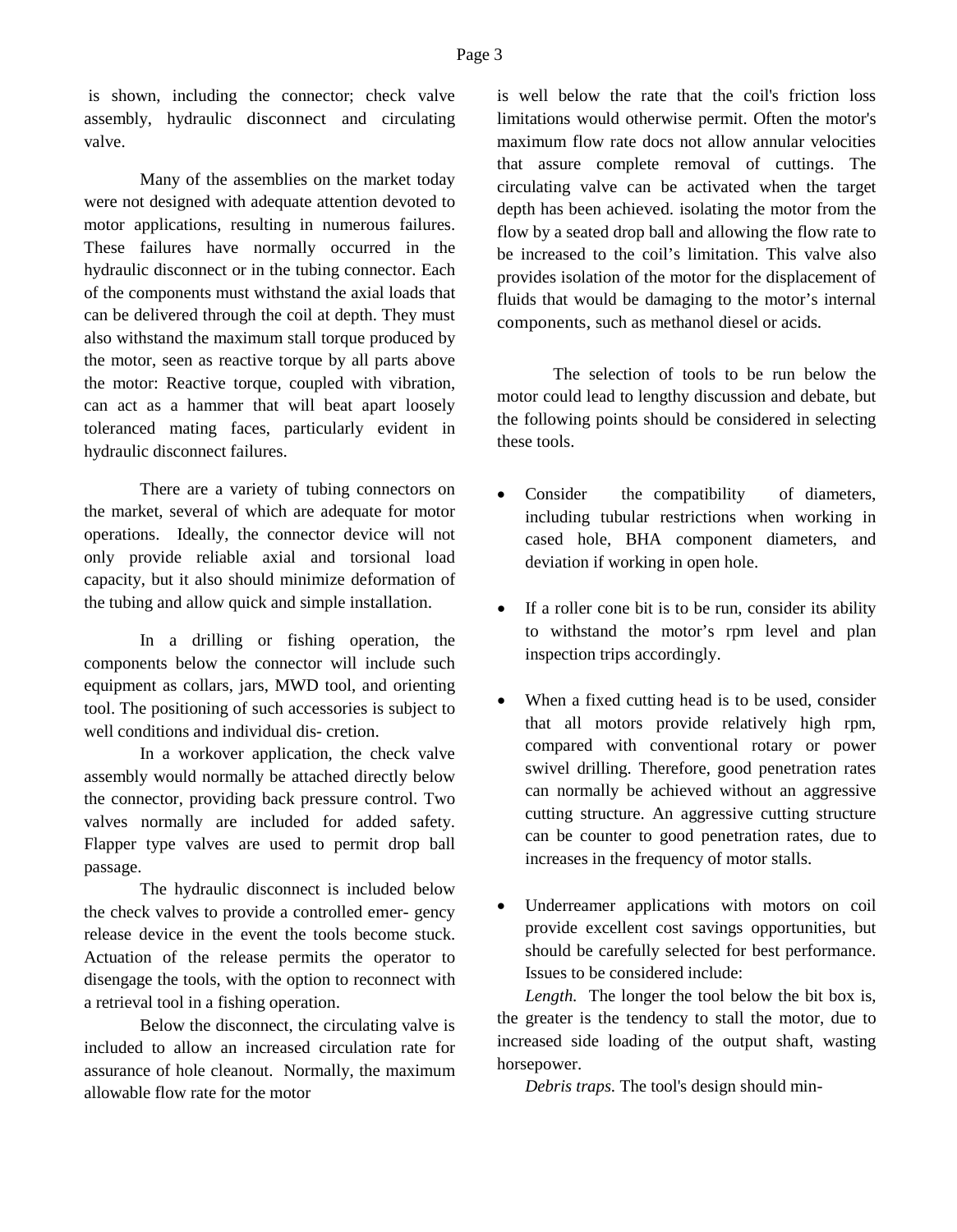is shown, including the connector; check valve assembly, hydraulic disconnect and circulating valve.

Many of the assemblies on the market today were not designed with adequate attention devoted to motor applications, resulting in numerous failures. These failures have normally occurred in the hydraulic disconnect or in the tubing connector. Each of the components must withstand the axial loads that can be delivered through the coil at depth. They must also withstand the maximum stall torque produced by the motor, seen as reactive torque by all parts above the motor: Reactive torque, coupled with vibration, can act as a hammer that will beat apart loosely toleranced mating faces, particularly evident in hydraulic disconnect failures.

There are a variety of tubing connectors on the market, several of which are adequate for motor operations. Ideally, the connector device will not only provide reliable axial and torsional load capacity, but it also should minimize deformation of the tubing and allow quick and simple installation.

In a drilling or fishing operation, the components below the connector will include such equipment as collars, jars, MWD tool, and orienting tool. The positioning of such accessories is subject to well conditions and individual dis- cretion.

In a workover application, the check valve assembly would normally be attached directly below the connector, providing back pressure control. Two valves normally are included for added safety. Flapper type valves are used to permit drop ball passage.

The hydraulic disconnect is included below the check valves to provide a controlled emer- gency release device in the event the tools become stuck. Actuation of the release permits the operator to disengage the tools, with the option to reconnect with a retrieval tool in a fishing operation.

Below the disconnect, the circulating valve is included to allow an increased circulation rate for assurance of hole cleanout. Normally, the maximum allowable flow rate for the motor is well below the rate that the coil's friction loss limitations would otherwise permit. Often the motor's maximum flow rate docs not allow annular velocities that assure complete removal of cuttings. The circulating valve can be activated when the target depth has been achieved. isolating the motor from the flow by a seated drop ball and allowing the flow rate to be increased to the coil's limitation. This valve also provides isolation of the motor for the displacement of fluids that would be damaging to the motor's internal components, such as methanol diesel or acids.

The selection of tools to be run below the motor could lead to lengthy discussion and debate, but the following points should be considered in selecting these tools.

- Consider the compatibility of diameters, including tubular restrictions when working in cased hole, BHA component diameters, and deviation if working in open hole.

- If a roller cone bit is to be run, consider its ability to withstand the motor's rpm level and plan inspection trips accordingly.

- When a fixed cutting head is to be used, consider that all motors provide relatively high rpm, compared with conventional rotary or power swivel drilling. Therefore, good penetration rates can normally be achieved without an aggressive cutting structure. An aggressive cutting structure can be counter to good penetration rates, due to increases in the frequency of motor stalls.

- Underreamer applications with motors on coil provide excellent cost savings opportunities, but should be carefully selected for best performance. Issues to be considered include:

*Length.* The longer the tool below the bit box is, the greater is the tendency to stall the motor, due to increased side loading of the output shaft, wasting horsepower.

*Debris traps.* The tool's design should min-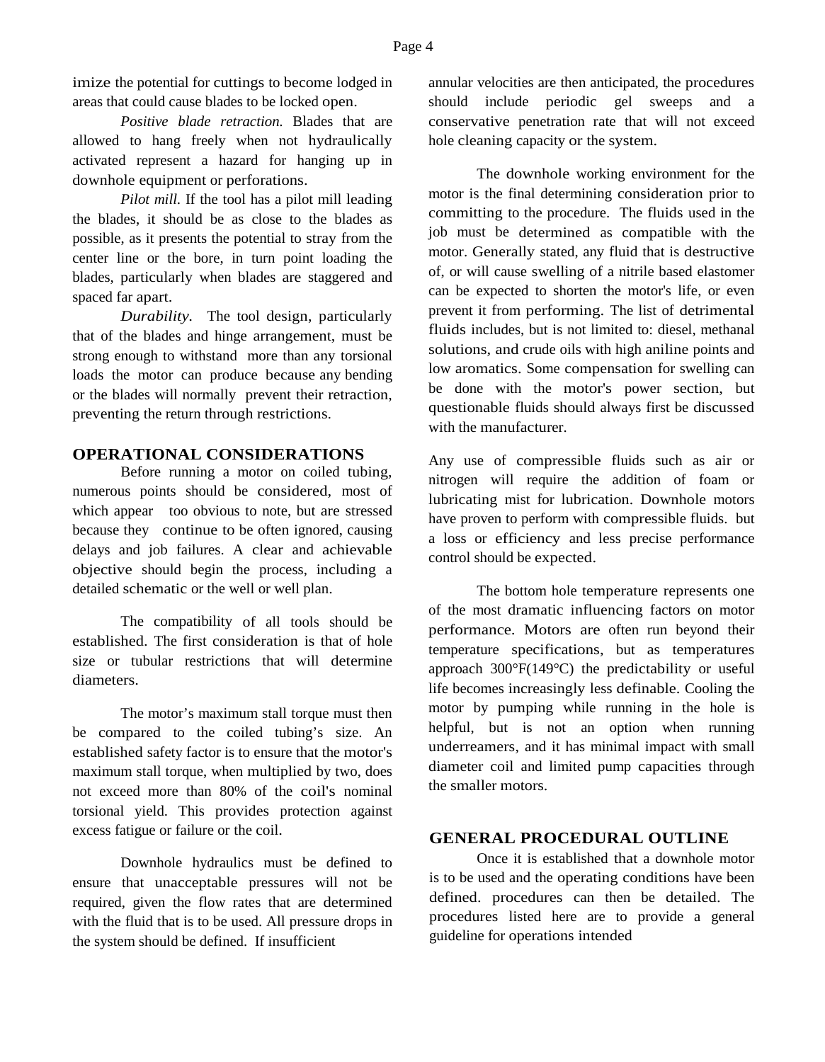imize the potential for cuttings to become lodged in areas that could cause blades to be locked open.

*Positive blade retraction.* Blades that are allowed to hang freely when not hydraulically activated represent a hazard for hanging up in downhole equipment or perforations.

*Pilot mill.* If the tool has a pilot mill leading the blades, it should be as close to the blades as possible, as it presents the potential to stray from the center line or the bore, in turn point loading the blades, particularly when blades are staggered and spaced far apart.

*Durability.* The tool design, particularly that of the blades and hinge arrangement, must be strong enough to withstand more than any torsional loads the motor can produce because any bending or the blades will normally prevent their retraction, preventing the return through restrictions.

## OPERATIONAL CONSIDERATIONS

Before running a motor on coiled tubing, numerous points should be considered, most of which appear too obvious to note, but are stressed because they continue to be often ignored, causing delays and job failures. A clear and achievable objective should begin the process, including a detailed schematic or the well or well plan.

The compatibility of all tools should be established. The first consideration is that of hole size or tubular restrictions that will determine diameters.

The motor's maximum stall torque must then be compared to the coiled tubing's size. An established safety factor is to ensure that the motor's maximum stall torque, when multiplied by two, does not exceed more than 80% of the coil's nominal torsional yield. This provides protection against excess fatigue or failure or the coil.

Downhole hydraulics must be defined to ensure that unacceptable pressures will not be required, given the flow rates that are determined with the fluid that is to be used. All pressure drops in the system should be defined. If insufficient annular velocities are then anticipated, the procedures should include periodic gel sweeps and a conservative penetration rate that will not exceed hole cleaning capacity or the system.

The downhole working environment for the motor is the final determining consideration prior to committing to the procedure. The fluids used in the job must be determined as compatible with the motor. Generally stated, any fluid that is destructive of, or will cause swelling of a nitrile based elastomer can be expected to shorten the motor's life, or even prevent it from performing. The list of detrimental fluids includes, but is not limited to: diesel, methanal solutions, and crude oils with high aniline points and low aromatics. Some compensation for swelling can be done with the motor's power section, but questionable fluids should always first be discussed with the manufacturer.

Any use of compressible fluids such as air or nitrogen will require the addition of foam or lubricating mist for lubrication. Downhole motors have proven to perform with compressible fluids. but a loss or efficiency and less precise performance control should be expected.

The bottom hole temperature represents one of the most dramatic influencing factors on motor performance. Motors are often run beyond their temperature specifications, but as temperatures approach 300°F(149°C) the predictability or useful life becomes increasingly less definable. Cooling the motor by pumping while running in the hole is helpful, but is not an option when running underreamers, and it has minimal impact with small diameter coil and limited pump capacities through the smaller motors.

## GENERAL PROCEDURAL OUTLINE

Once it is established that a downhole motor is to be used and the operating conditions have been defined. procedures can then be detailed. The procedures listed here are to provide a general guideline for operations intended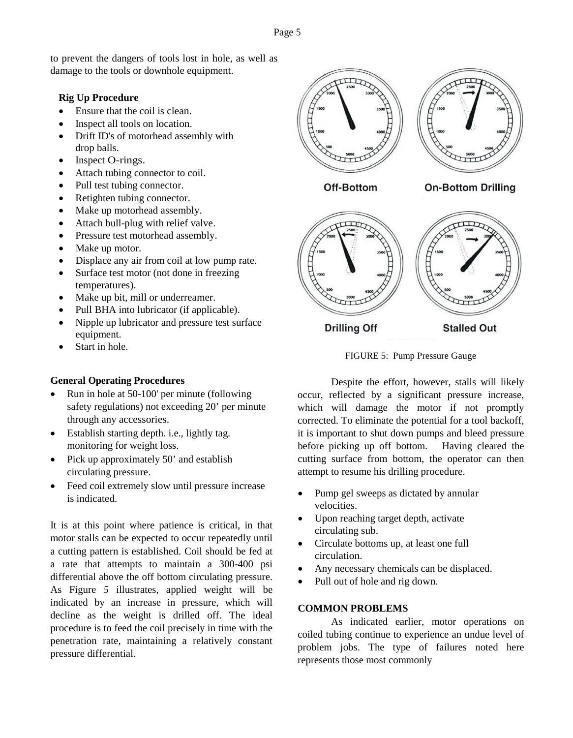to prevent the dangers of tools lost in hole, as well as damage to the tools or downhole equipment.

### Rig Up Procedure

- Ensure that the coil is clean.
- Inspect all tools on location.
- Drift ID's of motorhead assembly with drop balls.
- Inspect O-rings.
- Attach tubing connector to coil.
- Pull test tubing connector.
- Retighten tubing connector.
- Make up motorhead assembly.
- Attach bull-plug with relief valve.
- Pressure test motorhead assembly.
- Make up motor.
- Displace any air from coil at low pump rate.
- Surface test motor (not done in freezing temperatures).
- Make up bit, mill or underreamer.
- Pull BHA into lubricator (if applicable).
- Nipple up lubricator and pressure test surface equipment.
- Start in hole.

### General Operating Procedures

- Run in hole at 50-100' per minute (following safety regulations) not exceeding 20' per minute through any accessories.
- Establish starting depth. i.e., lightly tag. monitoring for weight loss.
- Pick up approximately 50' and establish circulating pressure.
- Feed coil extremely slow until pressure increase is indicated.

It is at this point where patience is critical, in that motor stalls can be expected to occur repeatedly until a cutting pattern is established. Coil should be fed at a rate that attempts to maintain a 300-400 psi differential above the off bottom circulating pressure. As Figure *5* illustrates, applied weight will be indicated by an increase in pressure, which will decline as the weight is drilled off. The ideal procedure is to feed the coil precisely in time with the penetration rate, maintaining a relatively constant pressure differential.

FIGURE 5: Pump Pressure Gauge

Despite the effort, however, stalls will likely occur, reflected by a significant pressure increase, which will damage the motor if not promptly corrected. To eliminate the potential for a tool backoff, it is important to shut down pumps and bleed pressure before picking up off bottom. Having cleared the cutting surface from bottom, the operator can then attempt to resume his drilling procedure.

- Pump gel sweeps as dictated by annular velocities.
- Upon reaching target depth, activate circulating sub.
- Circulate bottoms up, at least one full circulation.
- Any necessary chemicals can be displaced.
- Pull out of hole and rig down.

### COMMON PROBLEMS

As indicated earlier, motor operations on coiled tubing continue to experience an undue level of problem jobs. The type of failures noted here represents those most commonly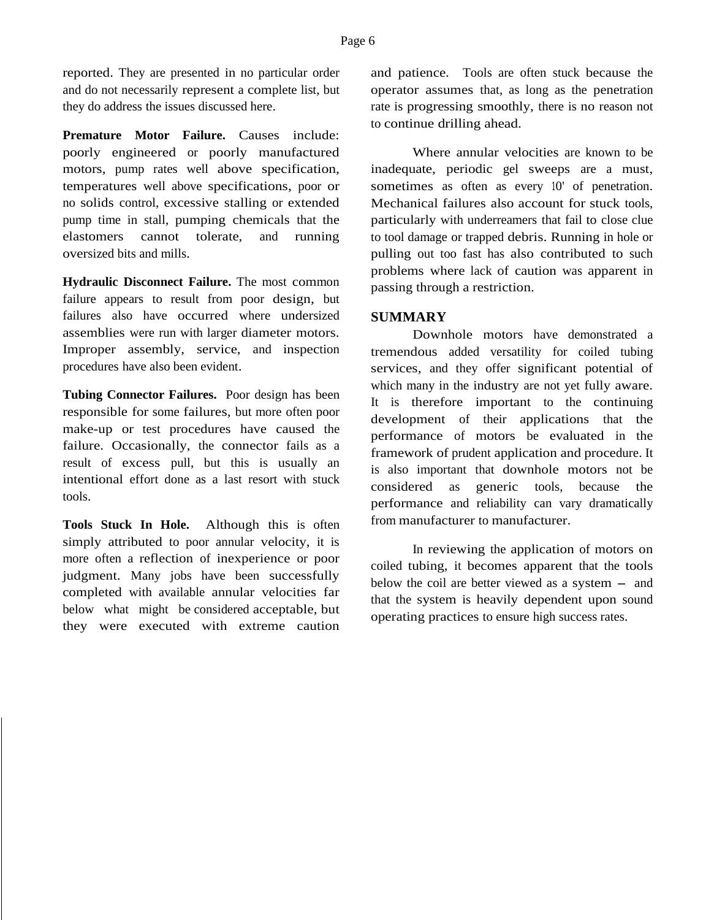reported. They are presented in no particular order and do not necessarily represent a complete list, but they do address the issues discussed here.

**Premature Motor Failure.** Causes include: poorly engineered or poorly manufactured motors, pump rates well above specification, temperatures well above specifications, poor or no solids control, excessive stalling or extended pump time in stall, pumping chemicals that the elastomers cannot tolerate, and running oversized bits and mills.

**Hydraulic Disconnect Failure.** The most common failure appears to result from poor design, but failures also have occurred where undersized assemblies were run with larger diameter motors. Improper assembly, service, and inspection procedures have also been evident.

**Tubing Connector Failures.** Poor design has been responsible for some failures, but more often poor make-up or test procedures have caused the failure. Occasionally, the connector fails as a result of excess pull, but this is usually an intentional effort done as a last resort with stuck tools.

**Tools Stuck In Hole.** Although this is often simply attributed to poor annular velocity, it is more often a reflection of inexperience or poor judgment. Many jobs have been successfully completed with available annular velocities far below what might be considered acceptable, but they were executed with extreme caution and patience. Tools are often stuck because the operator assumes that, as long as the penetration rate is progressing smoothly, there is no reason not to continue drilling ahead.

Where annular velocities are known to be inadequate, periodic gel sweeps are a must, sometimes as often as every 10' of penetration. Mechanical failures also account for stuck tools, particularly with underreamers that fail to close clue to tool damage or trapped debris. Running in hole or pulling out too fast has also contributed to such problems where lack of caution was apparent in passing through a restriction.

## SUMMARY

Downhole motors have demonstrated a tremendous added versatility for coiled tubing services, and they offer significant potential of which many in the industry are not yet fully aware. It is therefore important to the continuing development of their applications that the performance of motors be evaluated in the framework of prudent application and procedure. It is also important that downhole motors not be considered as generic tools, because the performance and reliability can vary dramatically from manufacturer to manufacturer.

In reviewing the application of motors on coiled tubing, it becomes apparent that the tools below the coil are better viewed as a system – and that the system is heavily dependent upon sound operating practices to ensure high success rates.